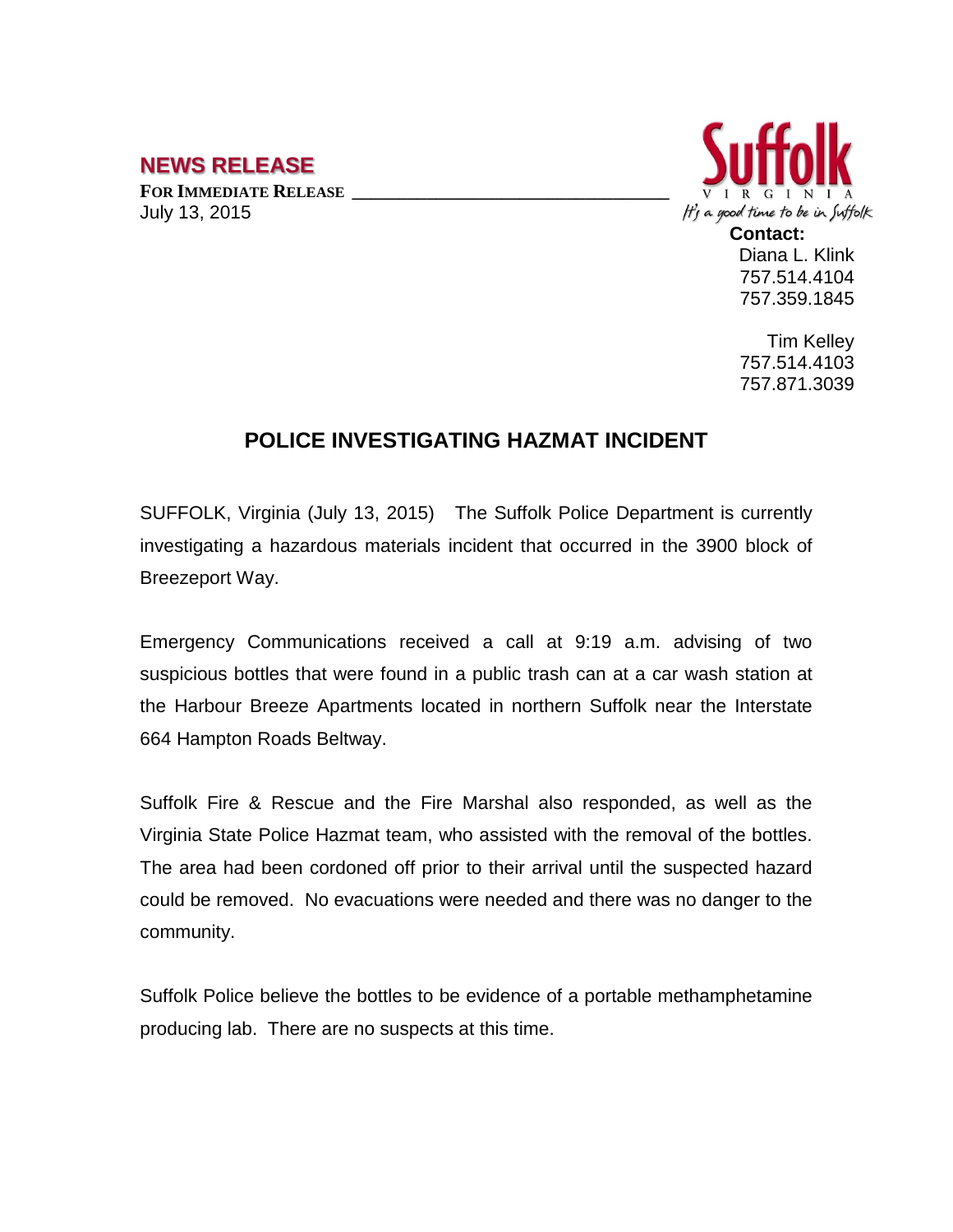**NEWS RELEASE**

**FOR IMMEDIATE RELEASE**
July 13, 2015

Suffolk
VIRGINIA
It's a good time to be in Suffolk

**Contact:**
Diana L. Klink
757.514.4104
757.359.1845

Tim Kelley
757.514.4103
757.871.3039

# POLICE INVESTIGATING HAZMAT INCIDENT

SUFFOLK, Virginia (July 13, 2015) The Suffolk Police Department is currently investigating a hazardous materials incident that occurred in the 3900 block of Breezeport Way.

Emergency Communications received a call at 9:19 a.m. advising of two suspicious bottles that were found in a public trash can at a car wash station at the Harbour Breeze Apartments located in northern Suffolk near the Interstate 664 Hampton Roads Beltway.

Suffolk Fire & Rescue and the Fire Marshal also responded, as well as the Virginia State Police Hazmat team, who assisted with the removal of the bottles. The area had been cordoned off prior to their arrival until the suspected hazard could be removed. No evacuations were needed and there was no danger to the community.

Suffolk Police believe the bottles to be evidence of a portable methamphetamine producing lab. There are no suspects at this time.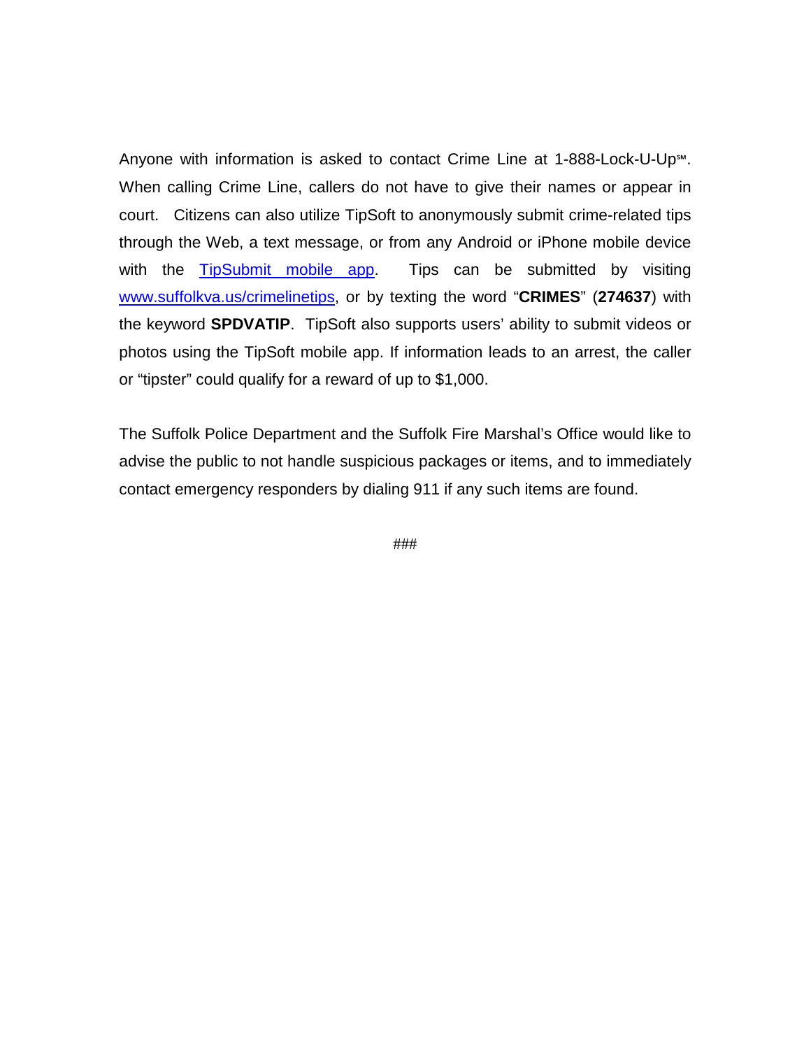Anyone with information is asked to contact Crime Line at 1-888-Lock-U-Up℠. When calling Crime Line, callers do not have to give their names or appear in court. Citizens can also utilize TipSoft to anonymously submit crime-related tips through the Web, a text message, or from any Android or iPhone mobile device with the TipSubmit mobile app. Tips can be submitted by visiting www.suffolkva.us/crimelinetips, or by texting the word "**CRIMES**" (**274637**) with the keyword **SPDVATIP**. TipSoft also supports users' ability to submit videos or photos using the TipSoft mobile app. If information leads to an arrest, the caller or "tipster" could qualify for a reward of up to $1,000.

The Suffolk Police Department and the Suffolk Fire Marshal's Office would like to advise the public to not handle suspicious packages or items, and to immediately contact emergency responders by dialing 911 if any such items are found.

###